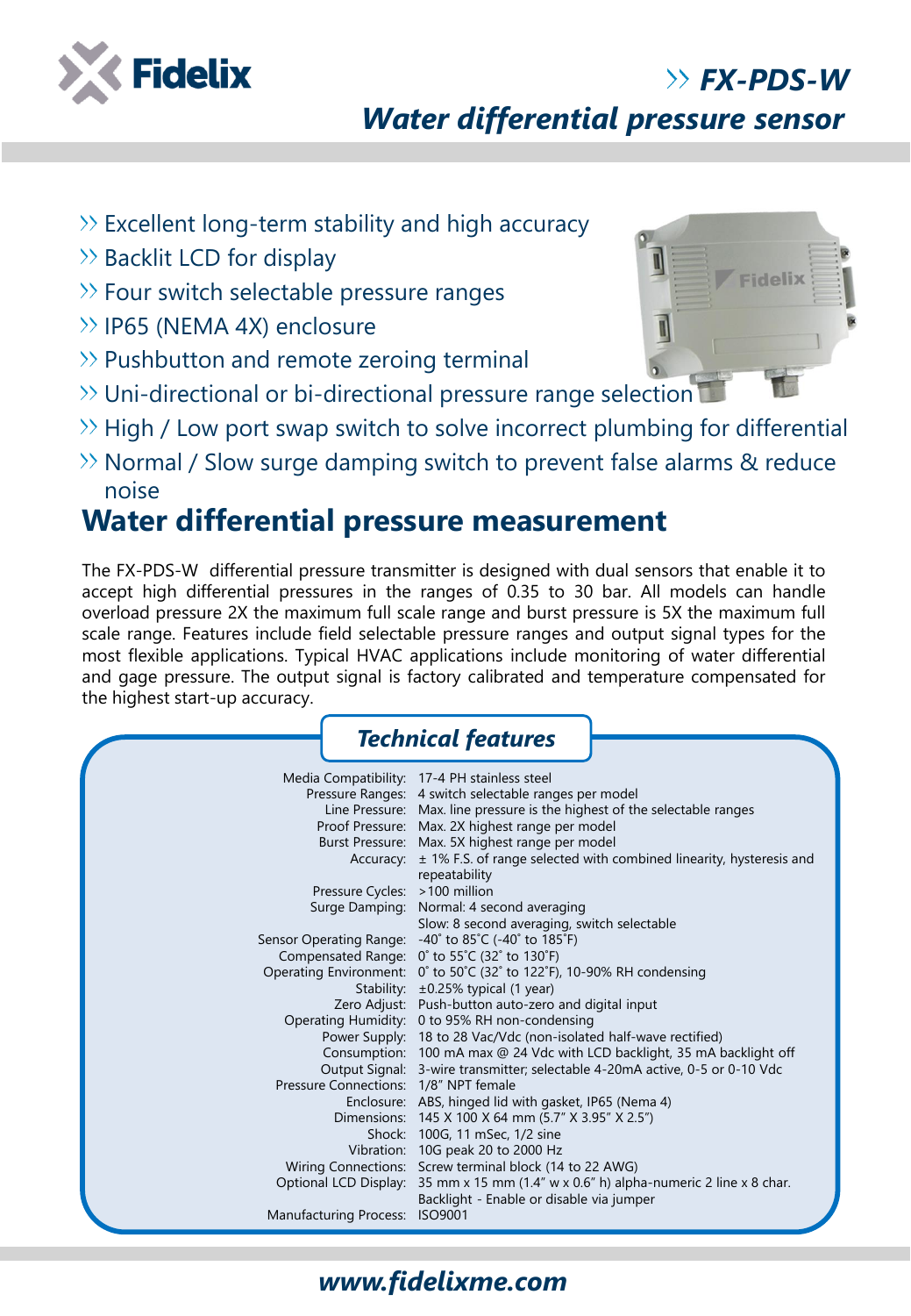# FX-PDS-W

## Water differential pressure sensor

- Excellent long-term stability and high accuracy
- Backlit LCD for display
- Four switch selectable pressure ranges
- IP65 (NEMA 4X) enclosure
- Pushbutton and remote zeroing terminal
- Uni-directional or bi-directional pressure range selection
- High / Low port swap switch to solve incorrect plumbing for differential
- Normal / Slow surge damping switch to prevent false alarms & reduce noise

## Water differential pressure measurement

The FX-PDS-W differential pressure transmitter is designed with dual sensors that enable it to accept high differential pressures in the ranges of 0.35 to 30 bar. All models can handle overload pressure 2X the maximum full scale range and burst pressure is 5X the maximum full scale range. Features include field selectable pressure ranges and output signal types for the most flexible applications. Typical HVAC applications include monitoring of water differential and gage pressure. The output signal is factory calibrated and temperature compensated for the highest start-up accuracy.

## Technical features

| | |
|---|---|
| Media Compatibility: | 17-4 PH stainless steel |
| Pressure Ranges: | 4 switch selectable ranges per model |
| Line Pressure: | Max. line pressure is the highest of the selectable ranges |
| Proof Pressure: | Max. 2X highest range per model |
| Burst Pressure: | Max. 5X highest range per model |
| Accuracy: | ± 1% F.S. of range selected with combined linearity, hysteresis and repeatability |
| Pressure Cycles: | >100 million |
| Surge Damping: | Normal: 4 second averaging<br>Slow: 8 second averaging, switch selectable |
| Sensor Operating Range: | -40˚ to 85˚C (-40˚ to 185˚F) |
| Compensated Range: | 0˚ to 55˚C (32˚ to 130˚F) |
| Operating Environment: | 0˚ to 50˚C (32˚ to 122˚F), 10-90% RH condensing |
| Stability: | ±0.25% typical (1 year) |
| Zero Adjust: | Push-button auto-zero and digital input |
| Operating Humidity: | 0 to 95% RH non-condensing |
| Power Supply: | 18 to 28 Vac/Vdc (non-isolated half-wave rectified) |
| Consumption: | 100 mA max @ 24 Vdc with LCD backlight, 35 mA backlight off |
| Output Signal: | 3-wire transmitter; selectable 4-20mA active, 0-5 or 0-10 Vdc |
| Pressure Connections: | 1/8" NPT female |
| Enclosure: | ABS, hinged lid with gasket, IP65 (Nema 4) |
| Dimensions: | 145 X 100 X 64 mm (5.7" X 3.95" X 2.5") |
| Shock: | 100G, 11 mSec, 1/2 sine |
| Vibration: | 10G peak 20 to 2000 Hz |
| Wiring Connections: | Screw terminal block (14 to 22 AWG) |
| Optional LCD Display: | 35 mm x 15 mm (1.4" w x 0.6" h) alpha-numeric 2 line x 8 char.<br>Backlight - Enable or disable via jumper |
| Manufacturing Process: | ISO9001 |

www.fidelixme.com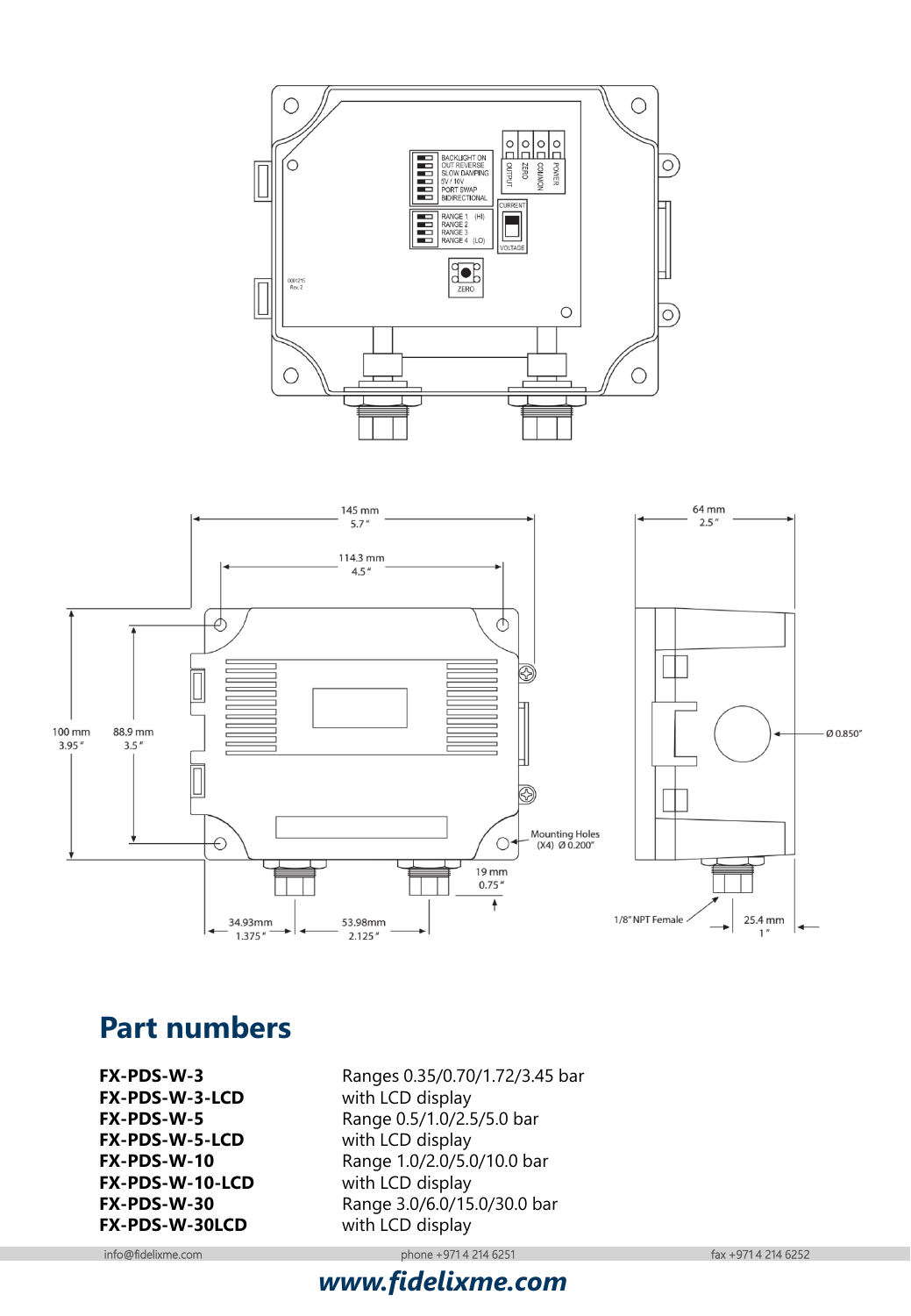BACKLIGHT ON
OUT REVERSE
SLOW DAMPING
5V / 10V
PORT SWAP
BIDIRECTIONAL

RANGE 1 (HI)
RANGE 2
RANGE 3
RANGE 4 (LO)

OUTPUT
ZERO
COMMON
POWER

CURRENT
VOLTAGE

ZERO

00012'5
Rev. 2

145 mm
5.7"

114.3 mm
4.5"

64 mm
2.5"

100 mm
3.95"

88.9 mm
3.5"

Ø 0.850"

Mounting Holes
(X4) Ø 0.200"

19 mm
0.75"

34.93mm
1.375"

53.98mm
2.125"

1/8" NPT Female

25.4 mm
1"

## Part numbers

| | |
|---|---|
| **FX-PDS-W-3** | Ranges 0.35/0.70/1.72/3.45 bar |
| **FX-PDS-W-3-LCD** | with LCD display |
| **FX-PDS-W-5** | Range 0.5/1.0/2.5/5.0 bar |
| **FX-PDS-W-5-LCD** | with LCD display |
| **FX-PDS-W-10** | Range 1.0/2.0/5.0/10.0 bar |
| **FX-PDS-W-10-LCD** | with LCD display |
| **FX-PDS-W-30** | Range 3.0/6.0/15.0/30.0 bar |
| **FX-PDS-W-30LCD** | with LCD display |

info@fidelixme.com phone +971 4 214 6251 fax +971 4 214 6252

***www.fidelixme.com***